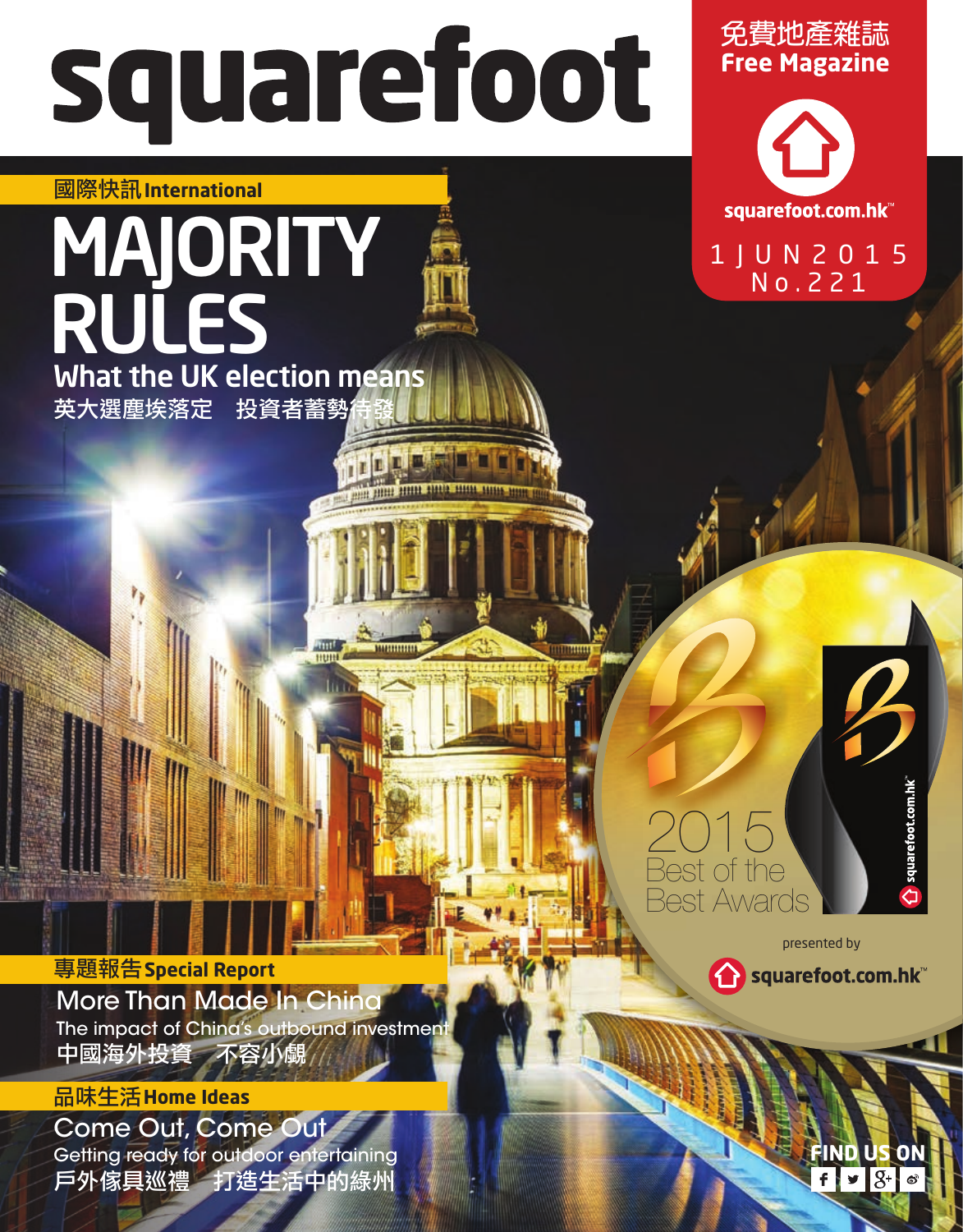# squarefoot

免費地產雜誌
Free Magazine

squarefoot.com.hk™

1 JUN 2015
No.221

國際快訊 International

## MAJORITY RULES

What the UK election means

英大選塵埃落定　投資者蓄勢待發

2015 Best of the Best Awards

presented by squarefoot.com.hk™

專題報告 Special Report

### More Than Made In China

The impact of China's outbound investment

中國海外投資　不容小覷

品味生活 Home Ideas

### Come Out, Come Out

Getting ready for outdoor entertaining

戶外傢具巡禮　打造生活中的綠州

FIND US ON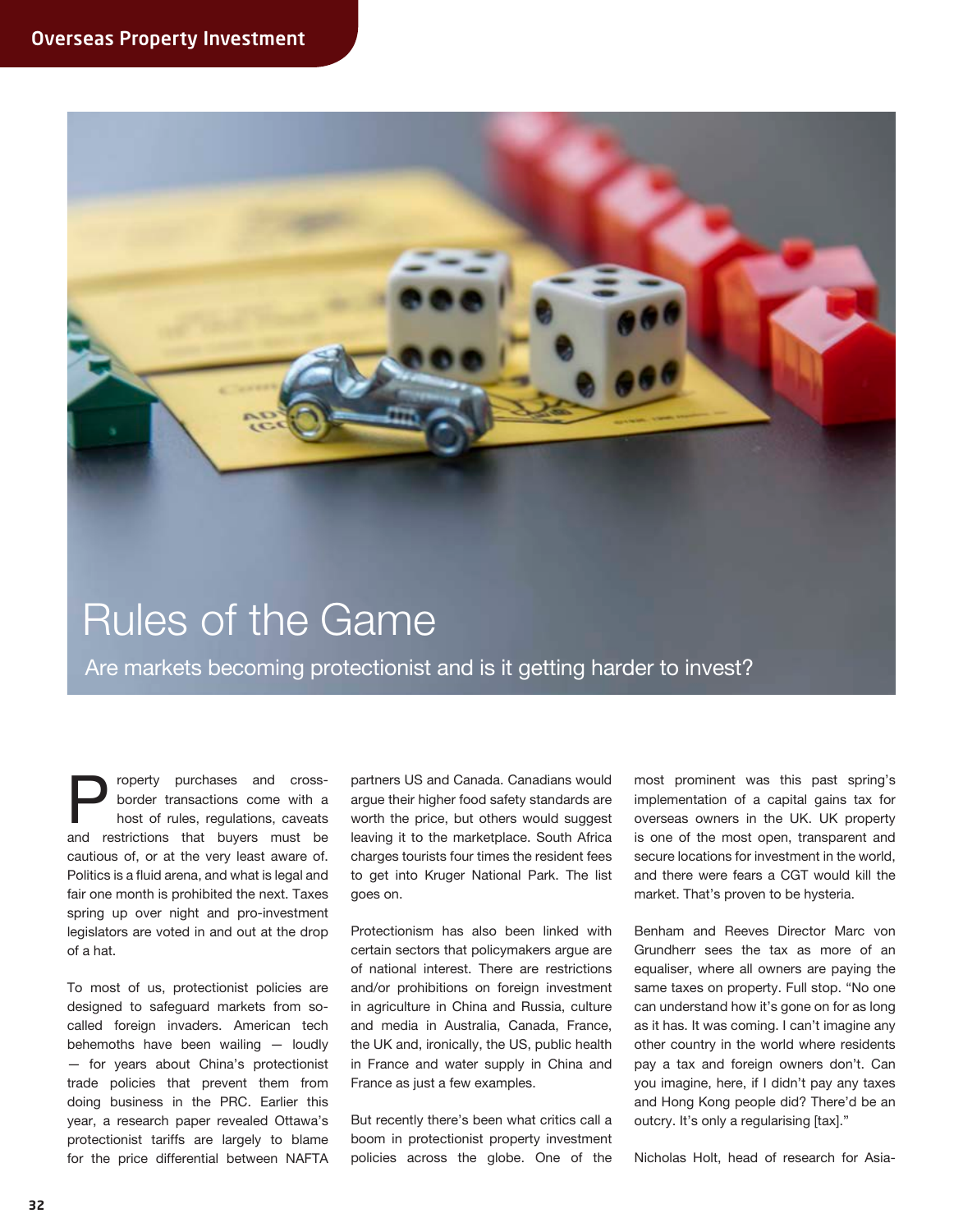# Rules of the Game

## Are markets becoming protectionist and is it getting harder to invest?

Property purchases and cross-border transactions come with a host of rules, regulations, caveats and restrictions that buyers must be cautious of, or at the very least aware of. Politics is a fluid arena, and what is legal and fair one month is prohibited the next. Taxes spring up over night and pro-investment legislators are voted in and out at the drop of a hat.

To most of us, protectionist policies are designed to safeguard markets from so-called foreign invaders. American tech behemoths have been wailing — loudly — for years about China's protectionist trade policies that prevent them from doing business in the PRC. Earlier this year, a research paper revealed Ottawa's protectionist tariffs are largely to blame for the price differential between NAFTA partners US and Canada. Canadians would argue their higher food safety standards are worth the price, but others would suggest leaving it to the marketplace. South Africa charges tourists four times the resident fees to get into Kruger National Park. The list goes on.

Protectionism has also been linked with certain sectors that policymakers argue are of national interest. There are restrictions and/or prohibitions on foreign investment in agriculture in China and Russia, culture and media in Australia, Canada, France, the UK and, ironically, the US, public health in France and water supply in China and France as just a few examples.

But recently there's been what critics call a boom in protectionist property investment policies across the globe. One of the most prominent was this past spring's implementation of a capital gains tax for overseas owners in the UK. UK property is one of the most open, transparent and secure locations for investment in the world, and there were fears a CGT would kill the market. That's proven to be hysteria.

Benham and Reeves Director Marc von Grundherr sees the tax as more of an equaliser, where all owners are paying the same taxes on property. Full stop. "No one can understand how it's gone on for as long as it has. It was coming. I can't imagine any other country in the world where residents pay a tax and foreign owners don't. Can you imagine, here, if I didn't pay any taxes and Hong Kong people did? There'd be an outcry. It's only a regularising [tax]."

Nicholas Holt, head of research for Asia-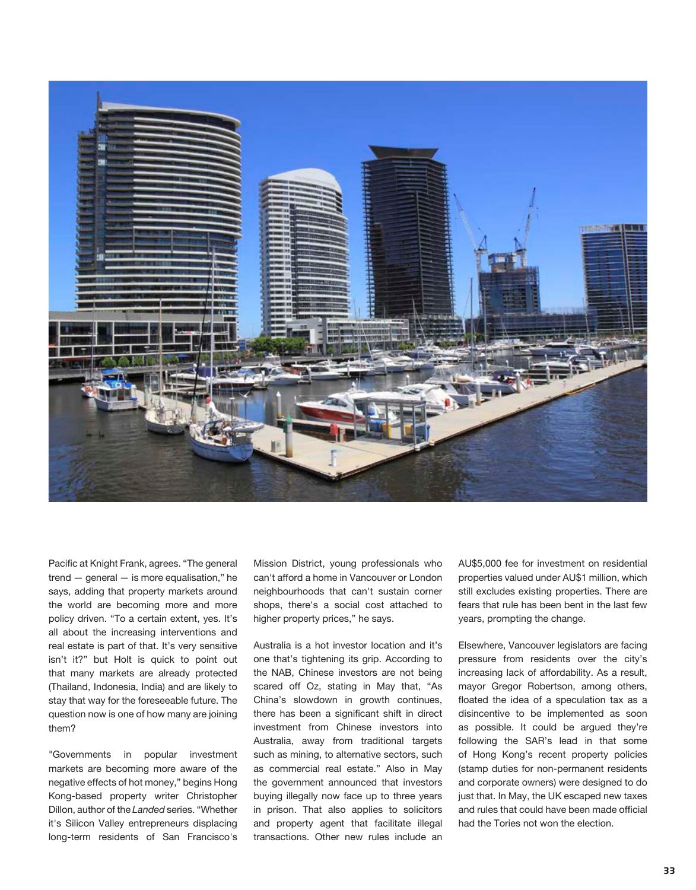Pacific at Knight Frank, agrees. "The general trend — general — is more equalisation," he says, adding that property markets around the world are becoming more and more policy driven. "To a certain extent, yes. It's all about the increasing interventions and real estate is part of that. It's very sensitive isn't it?" but Holt is quick to point out that many markets are already protected (Thailand, Indonesia, India) and are likely to stay that way for the foreseeable future. The question now is one of how many are joining them?

"Governments in popular investment markets are becoming more aware of the negative effects of hot money," begins Hong Kong-based property writer Christopher Dillon, author of the *Landed* series. "Whether it's Silicon Valley entrepreneurs displacing long-term residents of San Francisco's Mission District, young professionals who can't afford a home in Vancouver or London neighbourhoods that can't sustain corner shops, there's a social cost attached to higher property prices," he says.

Australia is a hot investor location and it's one that's tightening its grip. According to the NAB, Chinese investors are not being scared off Oz, stating in May that, "As China's slowdown in growth continues, there has been a significant shift in direct investment from Chinese investors into Australia, away from traditional targets such as mining, to alternative sectors, such as commercial real estate." Also in May the government announced that investors buying illegally now face up to three years in prison. That also applies to solicitors and property agent that facilitate illegal transactions. Other new rules include an AU$5,000 fee for investment on residential properties valued under AU$1 million, which still excludes existing properties. There are fears that rule has been bent in the last few years, prompting the change.

Elsewhere, Vancouver legislators are facing pressure from residents over the city's increasing lack of affordability. As a result, mayor Gregor Robertson, among others, floated the idea of a speculation tax as a disincentive to be implemented as soon as possible. It could be argued they're following the SAR's lead in that some of Hong Kong's recent property policies (stamp duties for non-permanent residents and corporate owners) were designed to do just that. In May, the UK escaped new taxes and rules that could have been made official had the Tories not won the election.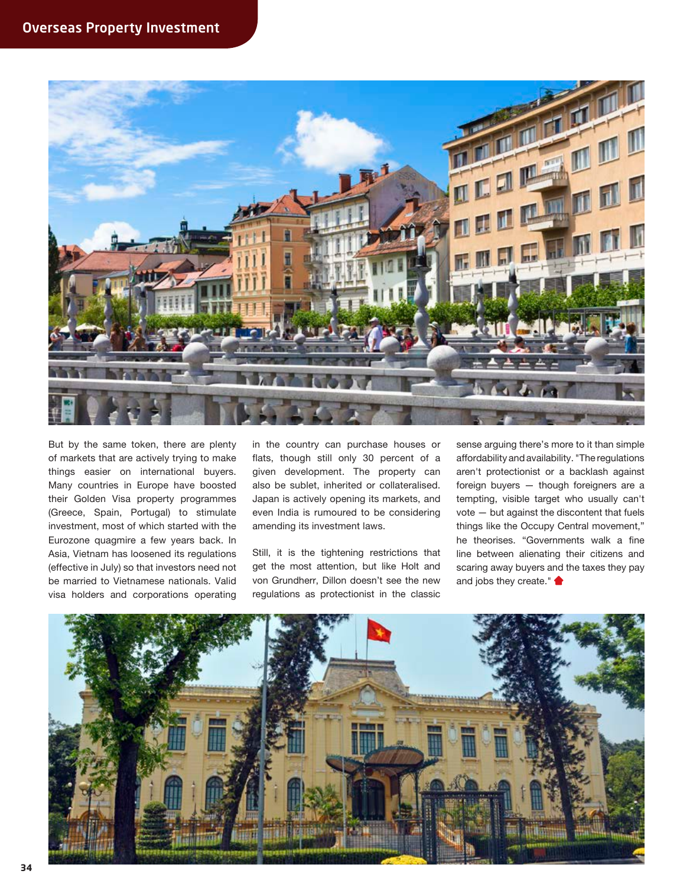But by the same token, there are plenty of markets that are actively trying to make things easier on international buyers. Many countries in Europe have boosted their Golden Visa property programmes (Greece, Spain, Portugal) to stimulate investment, most of which started with the Eurozone quagmire a few years back. In Asia, Vietnam has loosened its regulations (effective in July) so that investors need not be married to Vietnamese nationals. Valid visa holders and corporations operating in the country can purchase houses or flats, though still only 30 percent of a given development. The property can also be sublet, inherited or collateralised. Japan is actively opening its markets, and even India is rumoured to be considering amending its investment laws.

Still, it is the tightening restrictions that get the most attention, but like Holt and von Grundherr, Dillon doesn't see the new regulations as protectionist in the classic sense arguing there's more to it than simple affordability and availability. "The regulations aren't protectionist or a backlash against foreign buyers — though foreigners are a tempting, visible target who usually can't vote — but against the discontent that fuels things like the Occupy Central movement," he theorises. "Governments walk a fine line between alienating their citizens and scaring away buyers and the taxes they pay and jobs they create."